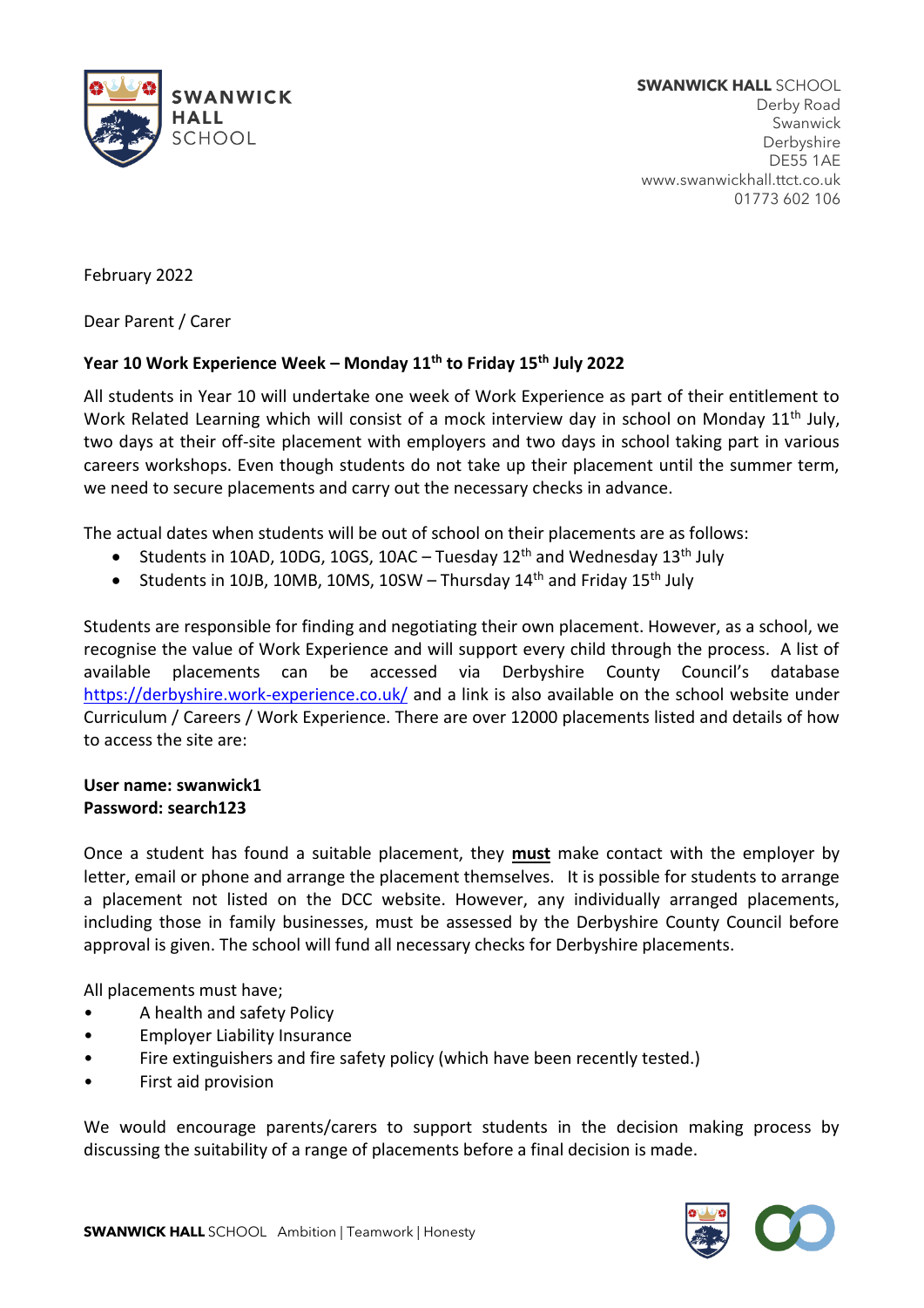**SWANWICK HALL SCHOOL**
Derby Road
Swanwick
Derbyshire
DE55 1AE
www.swanwickhall.ttct.co.uk
01773 602 106

February 2022

Dear Parent / Carer

**Year 10 Work Experience Week – Monday 11th to Friday 15th July 2022**

All students in Year 10 will undertake one week of Work Experience as part of their entitlement to Work Related Learning which will consist of a mock interview day in school on Monday 11th July, two days at their off-site placement with employers and two days in school taking part in various careers workshops. Even though students do not take up their placement until the summer term, we need to secure placements and carry out the necessary checks in advance.

The actual dates when students will be out of school on their placements are as follows:

- Students in 10AD, 10DG, 10GS, 10AC – Tuesday 12th and Wednesday 13th July
- Students in 10JB, 10MB, 10MS, 10SW – Thursday 14th and Friday 15th July

Students are responsible for finding and negotiating their own placement. However, as a school, we recognise the value of Work Experience and will support every child through the process. A list of available placements can be accessed via Derbyshire County Council's database https://derbyshire.work-experience.co.uk/ and a link is also available on the school website under Curriculum / Careers / Work Experience. There are over 12000 placements listed and details of how to access the site are:

**User name: swanwick1**
**Password: search123**

Once a student has found a suitable placement, they **must** make contact with the employer by letter, email or phone and arrange the placement themselves. It is possible for students to arrange a placement not listed on the DCC website. However, any individually arranged placements, including those in family businesses, must be assessed by the Derbyshire County Council before approval is given. The school will fund all necessary checks for Derbyshire placements.

All placements must have;

- A health and safety Policy
- Employer Liability Insurance
- Fire extinguishers and fire safety policy (which have been recently tested.)
- First aid provision

We would encourage parents/carers to support students in the decision making process by discussing the suitability of a range of placements before a final decision is made.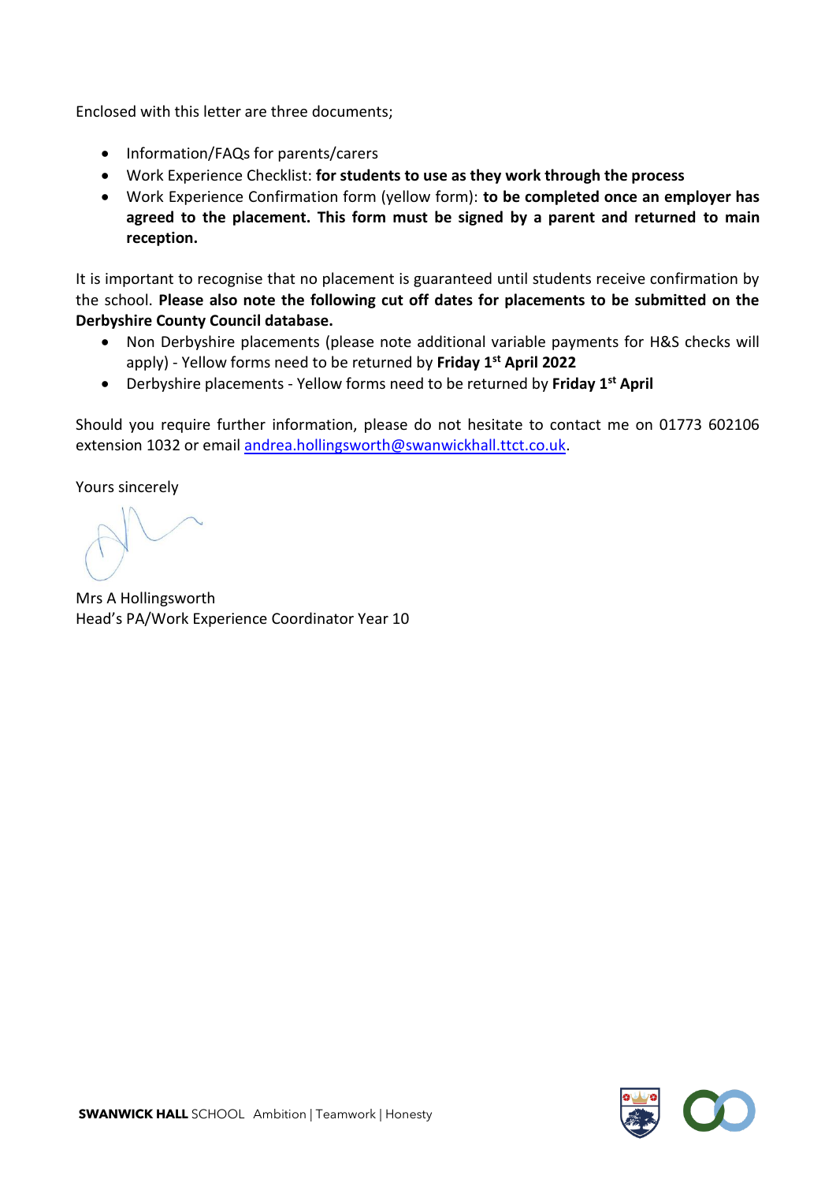Enclosed with this letter are three documents;

- Information/FAQs for parents/carers
- Work Experience Checklist: **for students to use as they work through the process**
- Work Experience Confirmation form (yellow form): **to be completed once an employer has agreed to the placement. This form must be signed by a parent and returned to main reception.**

It is important to recognise that no placement is guaranteed until students receive confirmation by the school. **Please also note the following cut off dates for placements to be submitted on the Derbyshire County Council database.**

- Non Derbyshire placements (please note additional variable payments for H&S checks will apply) - Yellow forms need to be returned by **Friday 1st April 2022**
- Derbyshire placements - Yellow forms need to be returned by **Friday 1st April**

Should you require further information, please do not hesitate to contact me on 01773 602106 extension 1032 or email andrea.hollingsworth@swanwickhall.ttct.co.uk.

Yours sincerely

Mrs A Hollingsworth
Head's PA/Work Experience Coordinator Year 10

**SWANWICK HALL** SCHOOL Ambition | Teamwork | Honesty